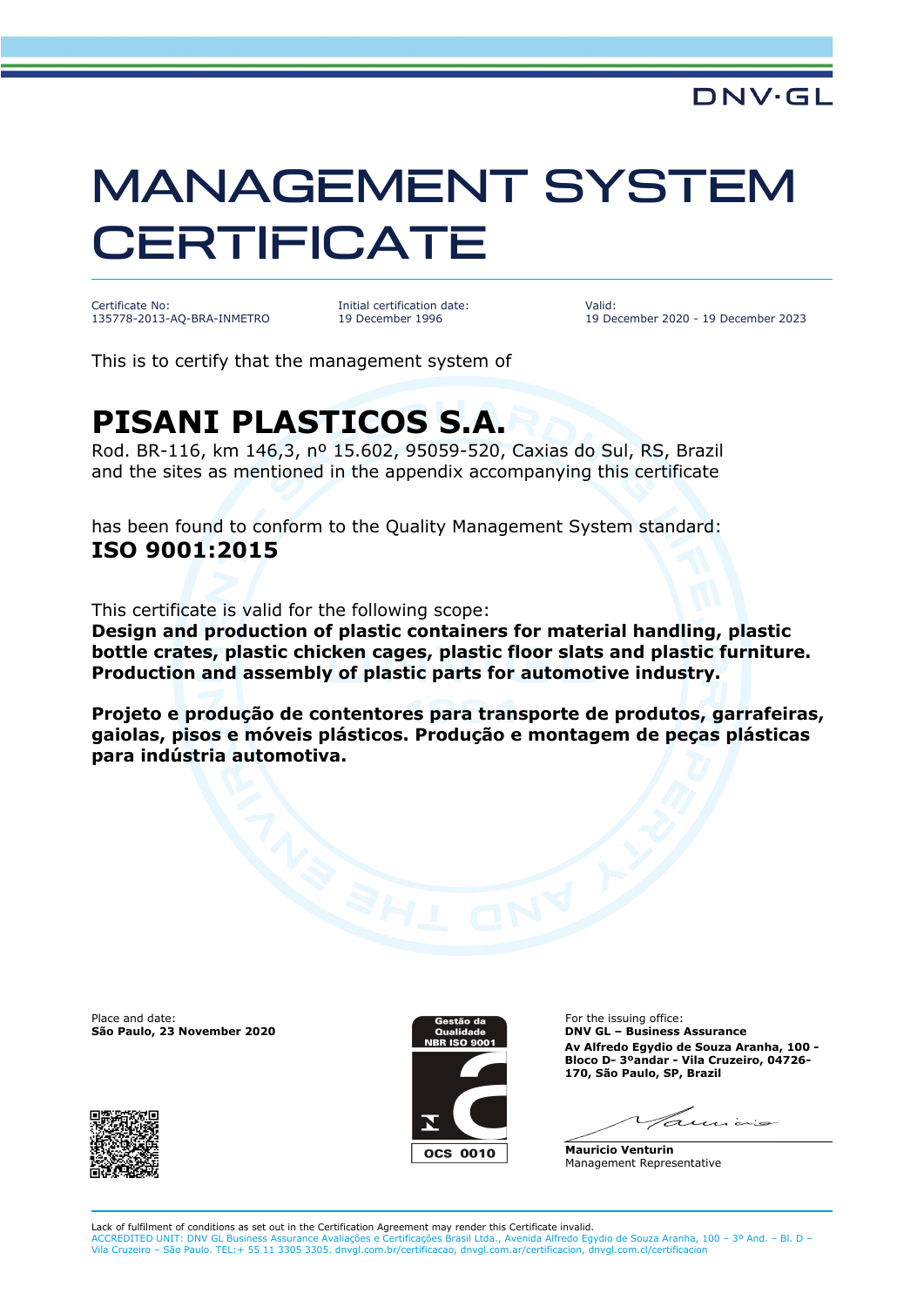DNV·GL

# MANAGEMENT SYSTEM CERTIFICATE

| Certificate No: | Initial certification date: | Valid: |
|---|---|---|
| 135778-2013-AQ-BRA-INMETRO | 19 December 1996 | 19 December 2020 - 19 December 2023 |

This is to certify that the management system of

## PISANI PLASTICOS S.A.

Rod. BR-116, km 146,3, nº 15.602, 95059-520, Caxias do Sul, RS, Brazil
and the sites as mentioned in the appendix accompanying this certificate

has been found to conform to the Quality Management System standard:
**ISO 9001:2015**

This certificate is valid for the following scope:
**Design and production of plastic containers for material handling, plastic bottle crates, plastic chicken cages, plastic floor slats and plastic furniture. Production and assembly of plastic parts for automotive industry.**

**Projeto e produção de contentores para transporte de produtos, garrafeiras, gaiolas, pisos e móveis plásticos. Produção e montagem de peças plásticas para indústria automotiva.**

Place and date:
**São Paulo, 23 November 2020**

Gestão da Qualidade
NBR ISO 9001
OCS 0010

For the issuing office:
**DNV GL – Business Assurance**
**Av Alfredo Egydio de Souza Aranha, 100 - Bloco D- 3ºandar - Vila Cruzeiro, 04726-170, São Paulo, SP, Brazil**

**Mauricio Venturin**
Management Representative

Lack of fulfilment of conditions as set out in the Certification Agreement may render this Certificate invalid.
ACCREDITED UNIT: DNV GL Business Assurance Avaliações e Certificações Brasil Ltda., Avenida Alfredo Egydio de Souza Aranha, 100 – 3º And. – Bl. D – Vila Cruzeiro – São Paulo. TEL:+ 55 11 3305 3305. dnvgl.com.br/certificacao, dnvgl.com.ar/certificacion, dnvgl.com.cl/certificacion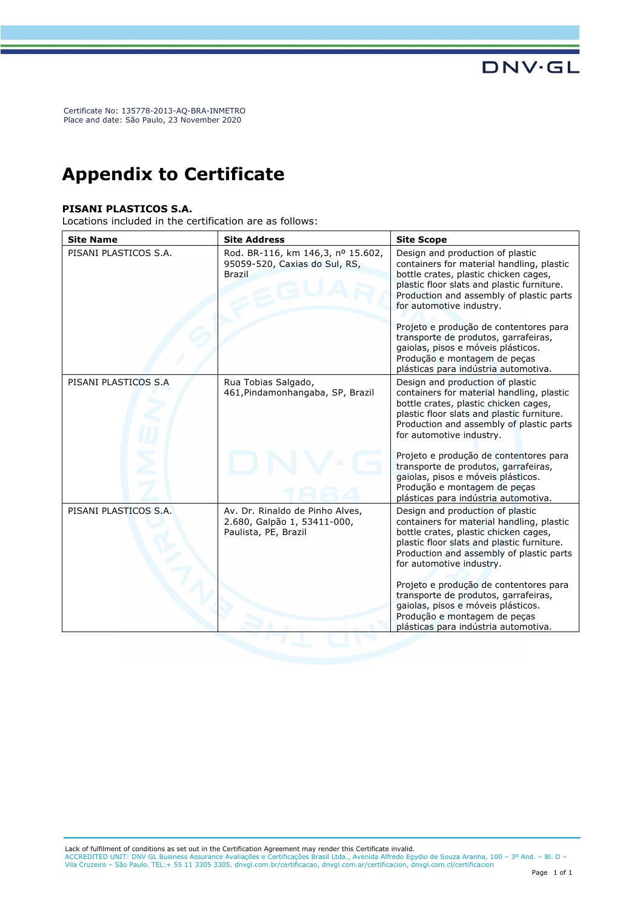Certificate No: 135778-2013-AQ-BRA-INMETRO
Place and date: São Paulo, 23 November 2020

# Appendix to Certificate

**PISANI PLASTICOS S.A.**
Locations included in the certification are as follows:

| Site Name | Site Address | Site Scope |
|---|---|---|
| PISANI PLASTICOS S.A. | Rod. BR-116, km 146,3, nº 15.602, 95059-520, Caxias do Sul, RS, Brazil | Design and production of plastic containers for material handling, plastic bottle crates, plastic chicken cages, plastic floor slats and plastic furniture. Production and assembly of plastic parts for automotive industry.<br><br>Projeto e produção de contentores para transporte de produtos, garrafeiras, gaiolas, pisos e móveis plásticos. Produção e montagem de peças plásticas para indústria automotiva. |
| PISANI PLASTICOS S.A | Rua Tobias Salgado, 461,Pindamonhangaba, SP, Brazil | Design and production of plastic containers for material handling, plastic bottle crates, plastic chicken cages, plastic floor slats and plastic furniture. Production and assembly of plastic parts for automotive industry.<br><br>Projeto e produção de contentores para transporte de produtos, garrafeiras, gaiolas, pisos e móveis plásticos. Produção e montagem de peças plásticas para indústria automotiva. |
| PISANI PLASTICOS S.A. | Av. Dr. Rinaldo de Pinho Alves, 2.680, Galpão 1, 53411-000, Paulista, PE, Brazil | Design and production of plastic containers for material handling, plastic bottle crates, plastic chicken cages, plastic floor slats and plastic furniture. Production and assembly of plastic parts for automotive industry.<br><br>Projeto e produção de contentores para transporte de produtos, garrafeiras, gaiolas, pisos e móveis plásticos. Produção e montagem de peças plásticas para indústria automotiva. |

Lack of fulfilment of conditions as set out in the Certification Agreement may render this Certificate invalid.
ACCREDITED UNIT: DNV GL Business Assurance Avaliações e Certificações Brasil Ltda., Avenida Alfredo Egydio de Souza Aranha, 100 – 3º And. – Bl. D – Vila Cruzeiro – São Paulo. TEL:+ 55 11 3305 3305. dnvgl.com.br/certificacao, dnvgl.com.ar/certificacion, dnvgl.com.cl/certificacion